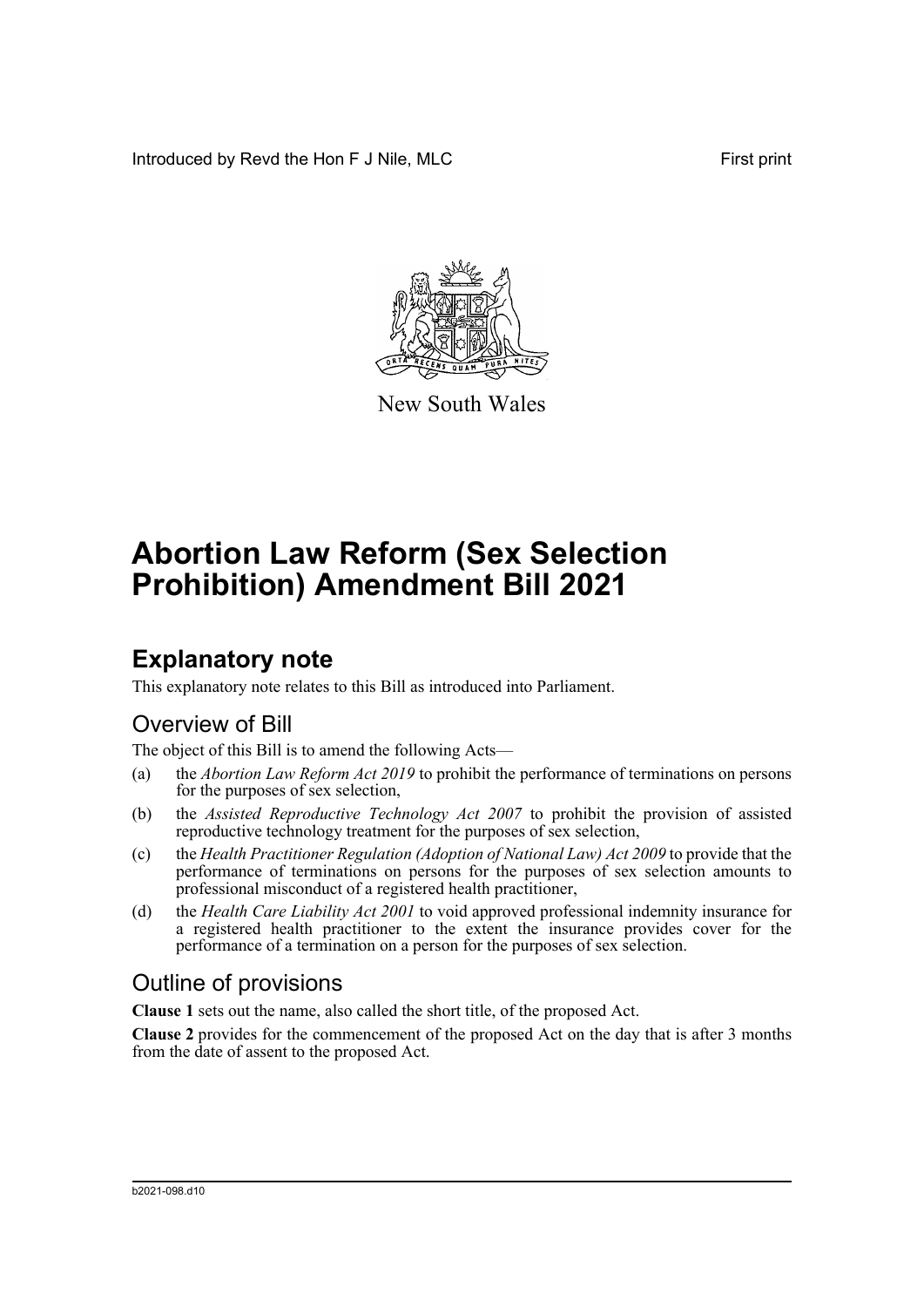Introduced by Revd the Hon F J Nile, MLC First print

New South Wales

# Abortion Law Reform (Sex Selection Prohibition) Amendment Bill 2021

## Explanatory note

This explanatory note relates to this Bill as introduced into Parliament.

### Overview of Bill

The object of this Bill is to amend the following Acts—

(a) the *Abortion Law Reform Act 2019* to prohibit the performance of terminations on persons for the purposes of sex selection,

(b) the *Assisted Reproductive Technology Act 2007* to prohibit the provision of assisted reproductive technology treatment for the purposes of sex selection,

(c) the *Health Practitioner Regulation (Adoption of National Law) Act 2009* to provide that the performance of terminations on persons for the purposes of sex selection amounts to professional misconduct of a registered health practitioner,

(d) the *Health Care Liability Act 2001* to void approved professional indemnity insurance for a registered health practitioner to the extent the insurance provides cover for the performance of a termination on a person for the purposes of sex selection.

### Outline of provisions

**Clause 1** sets out the name, also called the short title, of the proposed Act.

**Clause 2** provides for the commencement of the proposed Act on the day that is after 3 months from the date of assent to the proposed Act.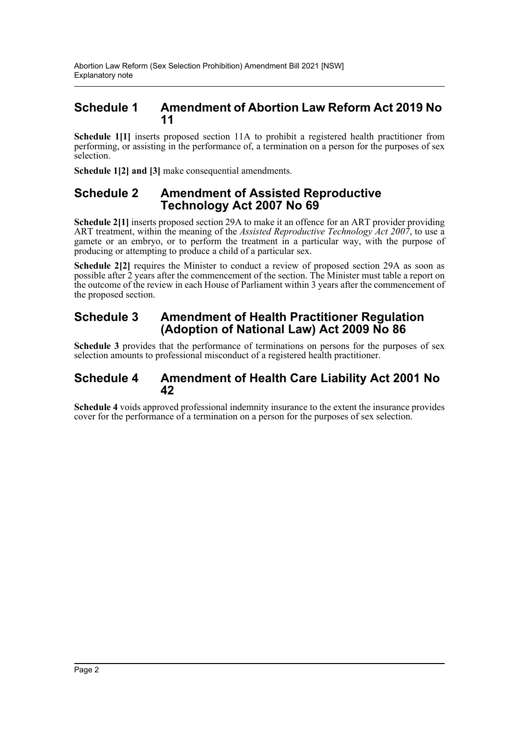## Schedule 1 Amendment of Abortion Law Reform Act 2019 No 11

**Schedule 1[1]** inserts proposed section 11A to prohibit a registered health practitioner from performing, or assisting in the performance of, a termination on a person for the purposes of sex selection.

**Schedule 1[2] and [3]** make consequential amendments.

## Schedule 2 Amendment of Assisted Reproductive Technology Act 2007 No 69

**Schedule 2[1]** inserts proposed section 29A to make it an offence for an ART provider providing ART treatment, within the meaning of the *Assisted Reproductive Technology Act 2007*, to use a gamete or an embryo, or to perform the treatment in a particular way, with the purpose of producing or attempting to produce a child of a particular sex.

**Schedule 2[2]** requires the Minister to conduct a review of proposed section 29A as soon as possible after 2 years after the commencement of the section. The Minister must table a report on the outcome of the review in each House of Parliament within 3 years after the commencement of the proposed section.

## Schedule 3 Amendment of Health Practitioner Regulation (Adoption of National Law) Act 2009 No 86

**Schedule 3** provides that the performance of terminations on persons for the purposes of sex selection amounts to professional misconduct of a registered health practitioner.

## Schedule 4 Amendment of Health Care Liability Act 2001 No 42

**Schedule 4** voids approved professional indemnity insurance to the extent the insurance provides cover for the performance of a termination on a person for the purposes of sex selection.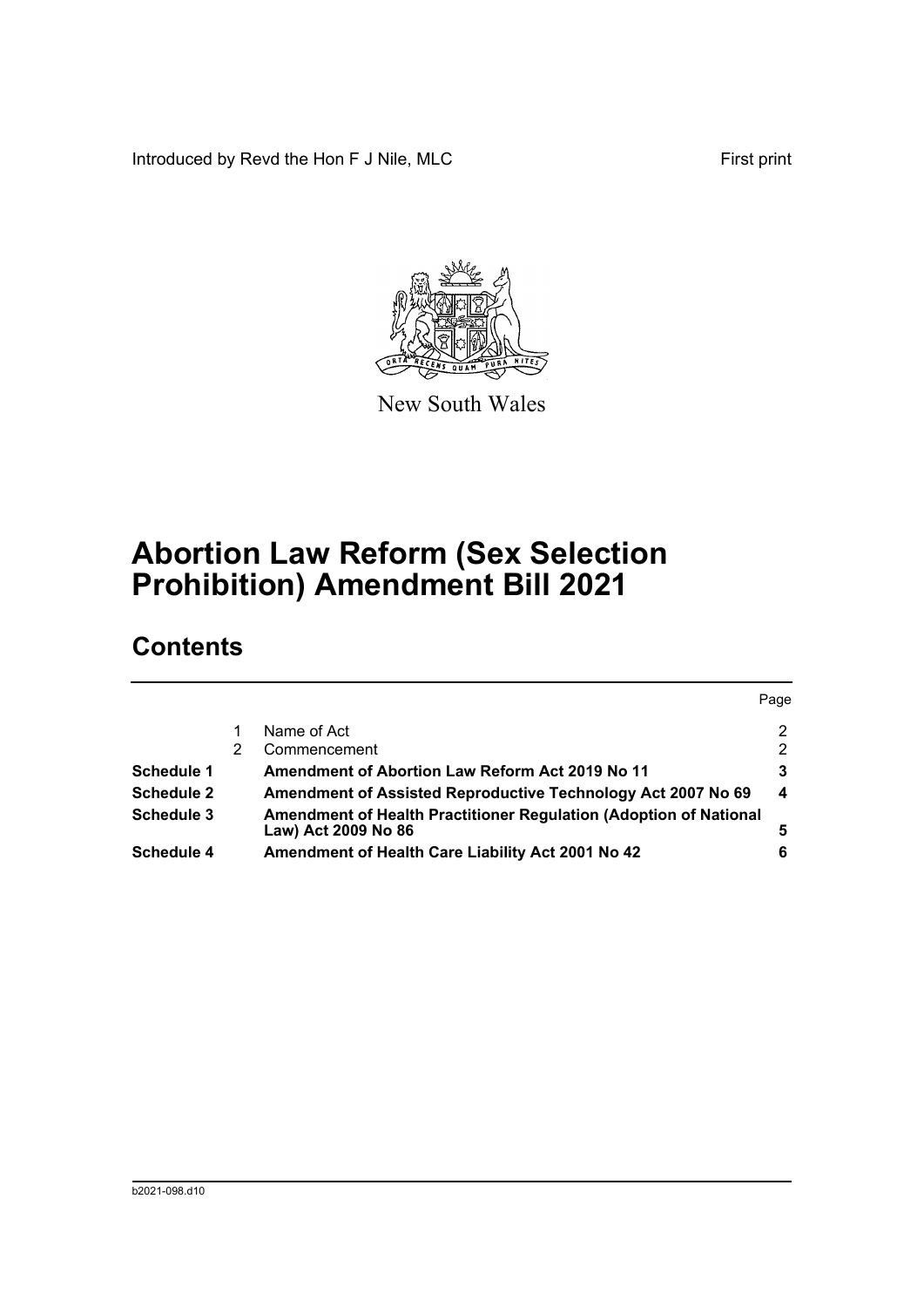Introduced by Revd the Hon F J Nile, MLC

First print

New South Wales

# Abortion Law Reform (Sex Selection Prohibition) Amendment Bill 2021

## Contents

| | | | Page |
|---|---|---|---|
| | 1 | Name of Act | 2 |
| | 2 | Commencement | 2 |
| **Schedule 1** | | **Amendment of Abortion Law Reform Act 2019 No 11** | **3** |
| **Schedule 2** | | **Amendment of Assisted Reproductive Technology Act 2007 No 69** | **4** |
| **Schedule 3** | | **Amendment of Health Practitioner Regulation (Adoption of National Law) Act 2009 No 86** | **5** |
| **Schedule 4** | | **Amendment of Health Care Liability Act 2001 No 42** | **6** |

b2021-098.d10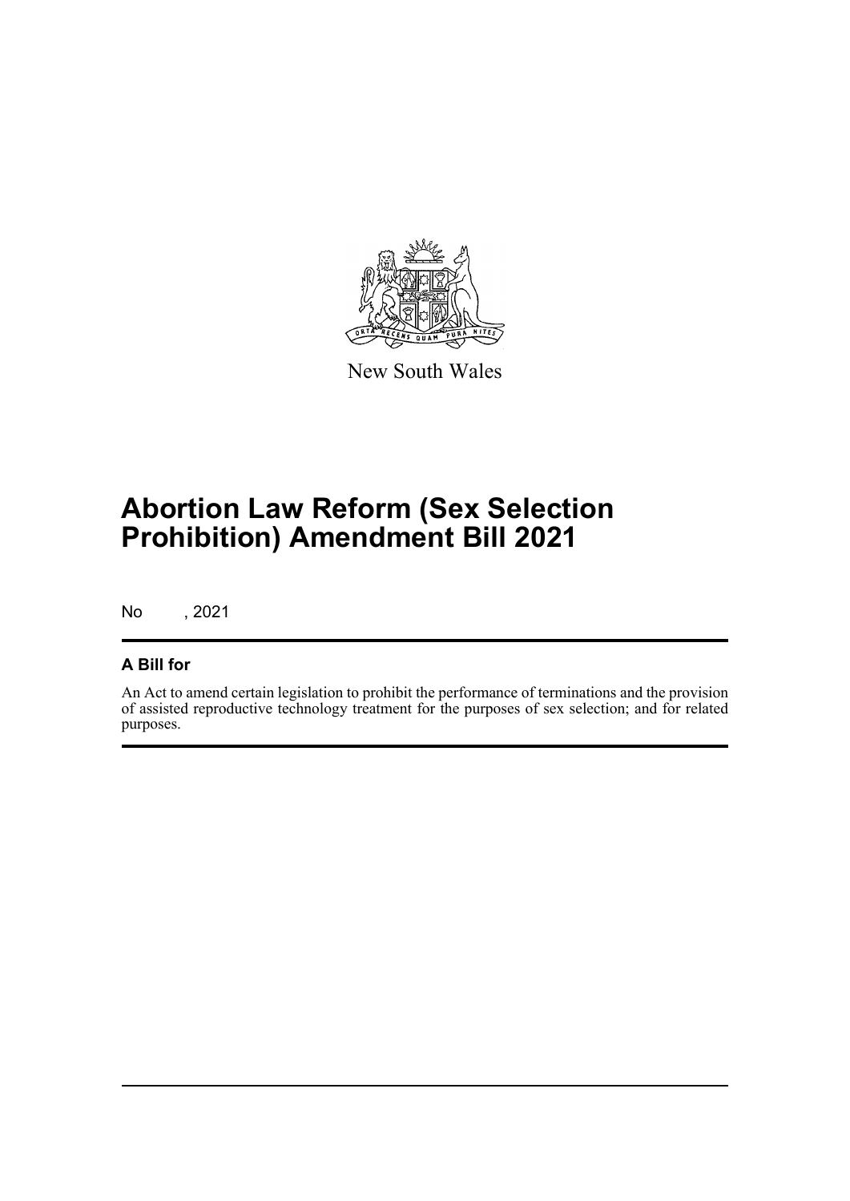New South Wales

# Abortion Law Reform (Sex Selection Prohibition) Amendment Bill 2021

No , 2021

## A Bill for

An Act to amend certain legislation to prohibit the performance of terminations and the provision of assisted reproductive technology treatment for the purposes of sex selection; and for related purposes.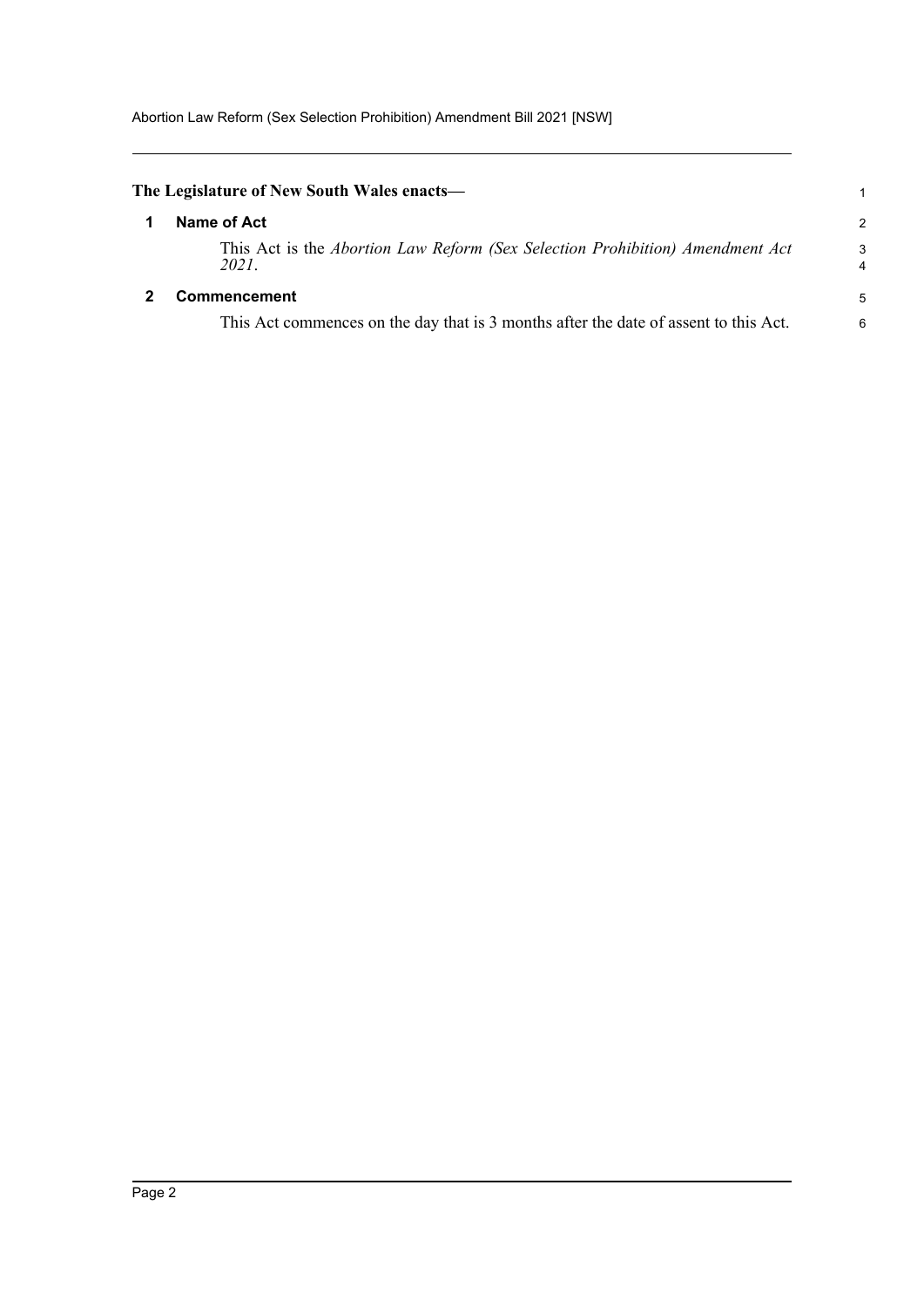**The Legislature of New South Wales enacts—**

## 1 Name of Act

This Act is the *Abortion Law Reform (Sex Selection Prohibition) Amendment Act 2021*.

## 2 Commencement

This Act commences on the day that is 3 months after the date of assent to this Act.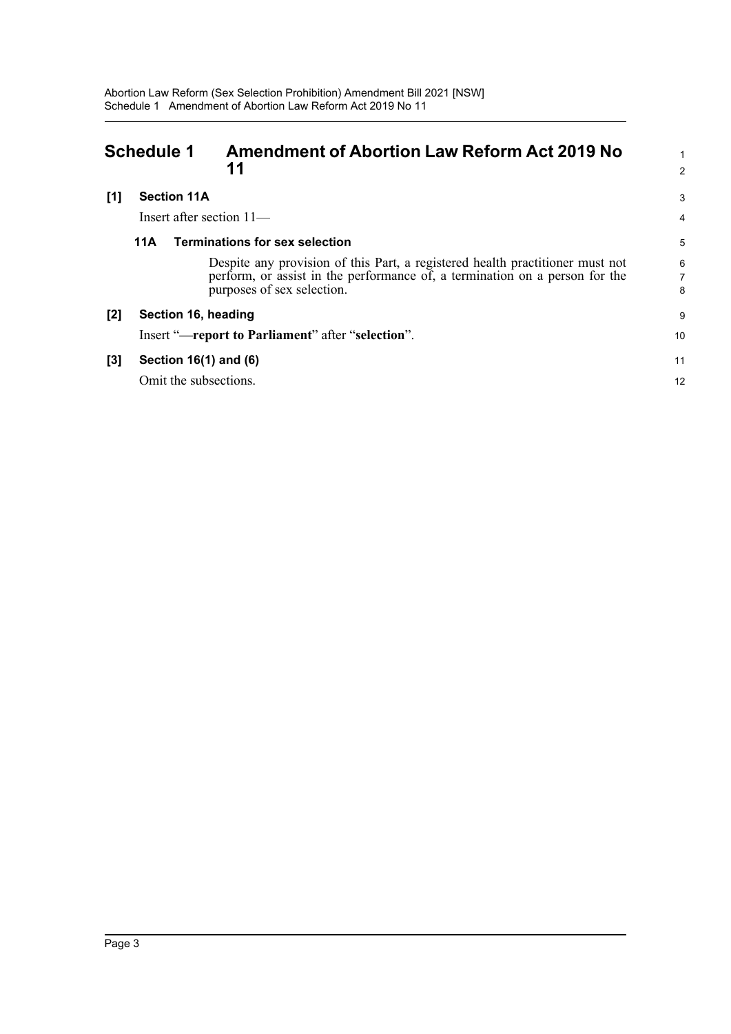# Schedule 1 Amendment of Abortion Law Reform Act 2019 No 11

**[1] Section 11A**

Insert after section 11—

**11A Terminations for sex selection**

Despite any provision of this Part, a registered health practitioner must not perform, or assist in the performance of, a termination on a person for the purposes of sex selection.

**[2] Section 16, heading**

Insert "**—report to Parliament**" after "**selection**".

**[3] Section 16(1) and (6)**

Omit the subsections.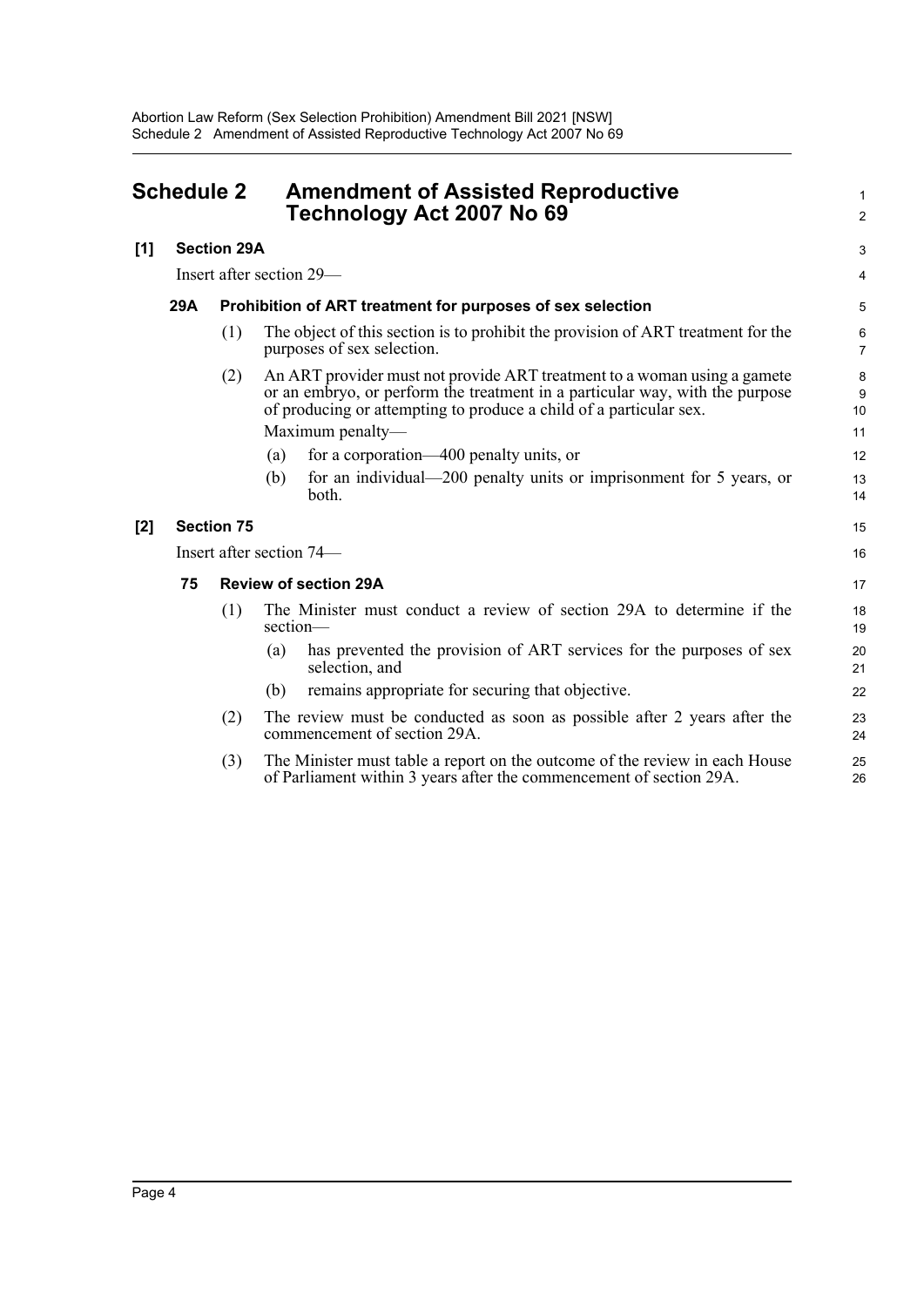# Schedule 2 Amendment of Assisted Reproductive Technology Act 2007 No 69

**[1] Section 29A**

Insert after section 29—

### 29A Prohibition of ART treatment for purposes of sex selection

(1) The object of this section is to prohibit the provision of ART treatment for the purposes of sex selection.

(2) An ART provider must not provide ART treatment to a woman using a gamete or an embryo, or perform the treatment in a particular way, with the purpose of producing or attempting to produce a child of a particular sex.

Maximum penalty—

(a) for a corporation—400 penalty units, or

(b) for an individual—200 penalty units or imprisonment for 5 years, or both.

**[2] Section 75**

Insert after section 74—

### 75 Review of section 29A

(1) The Minister must conduct a review of section 29A to determine if the section—

(a) has prevented the provision of ART services for the purposes of sex selection, and

(b) remains appropriate for securing that objective.

(2) The review must be conducted as soon as possible after 2 years after the commencement of section 29A.

(3) The Minister must table a report on the outcome of the review in each House of Parliament within 3 years after the commencement of section 29A.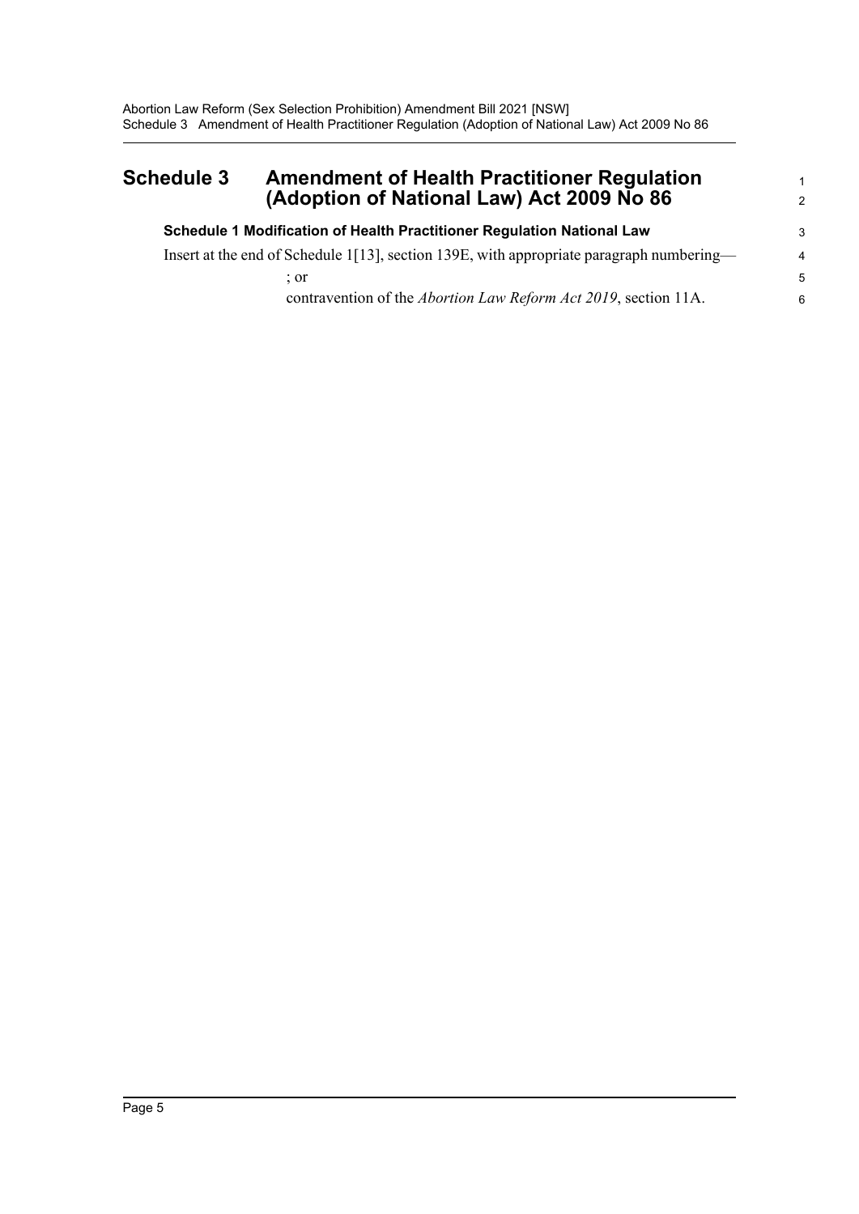# Schedule 3 Amendment of Health Practitioner Regulation (Adoption of National Law) Act 2009 No 86

### Schedule 1 Modification of Health Practitioner Regulation National Law

Insert at the end of Schedule 1[13], section 139E, with appropriate paragraph numbering—

; or

contravention of the *Abortion Law Reform Act 2019*, section 11A.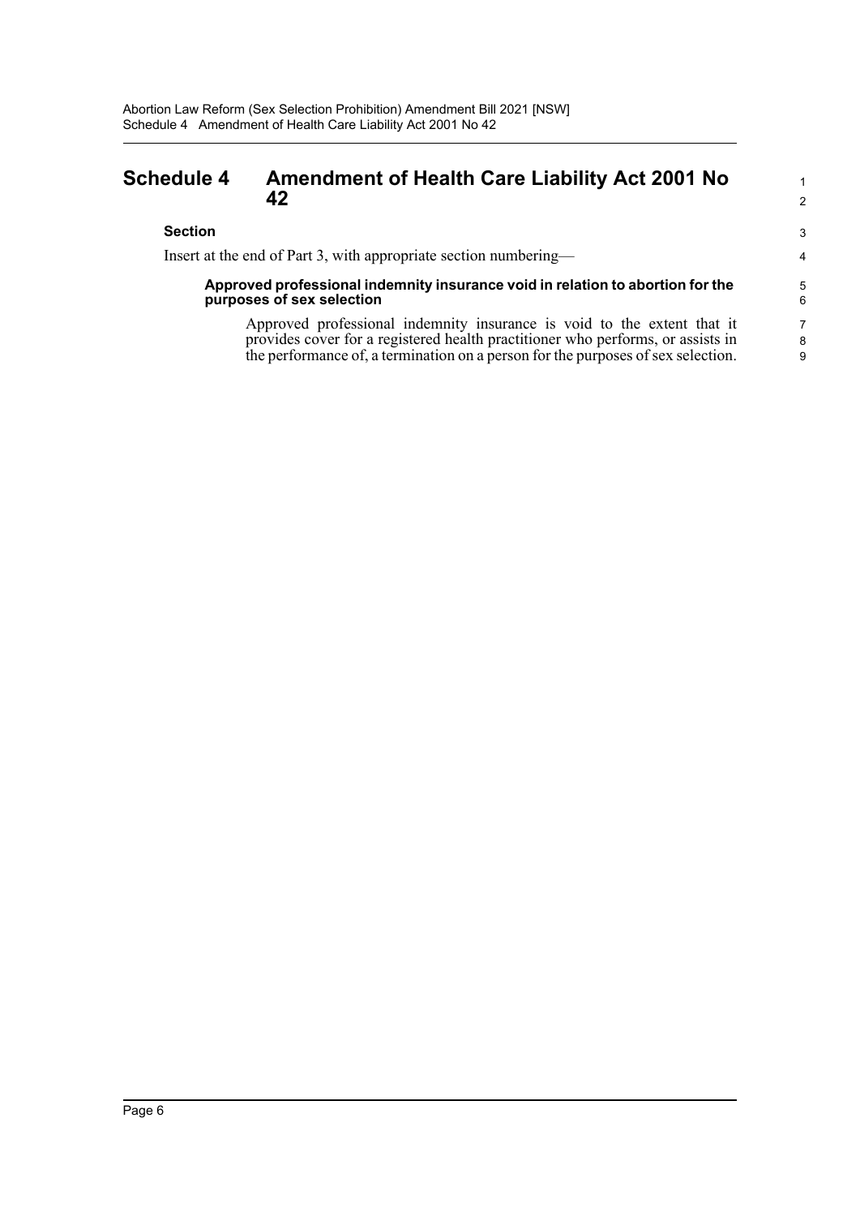# Schedule 4 Amendment of Health Care Liability Act 2001 No 42

**Section**

Insert at the end of Part 3, with appropriate section numbering—

**Approved professional indemnity insurance void in relation to abortion for the purposes of sex selection**

Approved professional indemnity insurance is void to the extent that it provides cover for a registered health practitioner who performs, or assists in the performance of, a termination on a person for the purposes of sex selection.